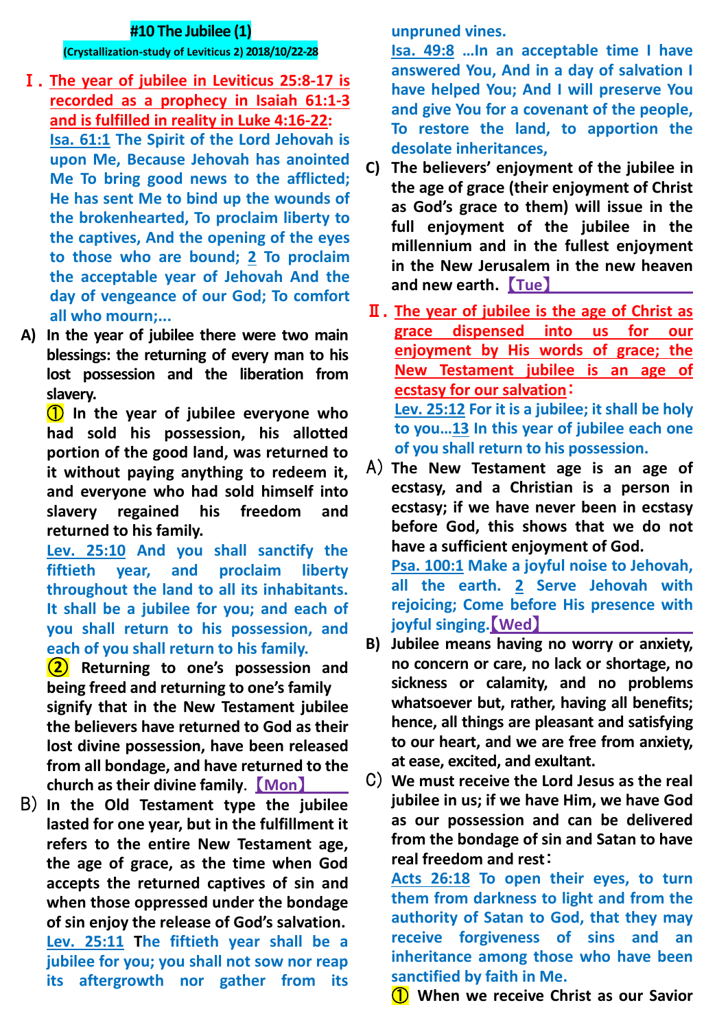# #10 The Jubilee (1)

**(Crystallization-study of Leviticus 2) 2018/10/22-28**

**Ⅰ. The year of jubilee in Leviticus 25:8-17 is recorded as a prophecy in Isaiah 61:1-3 and is fulfilled in reality in Luke 4:16-22:**

**Isa. 61:1 The Spirit of the Lord Jehovah is upon Me, Because Jehovah has anointed Me To bring good news to the afflicted; He has sent Me to bind up the wounds of the brokenhearted, To proclaim liberty to the captives, And the opening of the eyes to those who are bound; 2 To proclaim the acceptable year of Jehovah And the day of vengeance of our God; To comfort all who mourn;...**

**A) In the year of jubilee there were two main blessings: the returning of every man to his lost possession and the liberation from slavery.**

**① In the year of jubilee everyone who had sold his possession, his allotted portion of the good land, was returned to it without paying anything to redeem it, and everyone who had sold himself into slavery regained his freedom and returned to his family.**

**Lev. 25:10 And you shall sanctify the fiftieth year, and proclaim liberty throughout the land to all its inhabitants. It shall be a jubilee for you; and each of you shall return to his possession, and each of you shall return to his family.**

**② Returning to one's possession and being freed and returning to one's family signify that in the New Testament jubilee the believers have returned to God as their lost divine possession, have been released from all bondage, and have returned to the church as their divine family.** 【Mon】

**B) In the Old Testament type the jubilee lasted for one year, but in the fulfillment it refers to the entire New Testament age, the age of grace, as the time when God accepts the returned captives of sin and when those oppressed under the bondage of sin enjoy the release of God's salvation.**

**Lev. 25:11 The fiftieth year shall be a jubilee for you; you shall not sow nor reap its aftergrowth nor gather from its unpruned vines.**

**Isa. 49:8 ...In an acceptable time I have answered You, And in a day of salvation I have helped You; And I will preserve You and give You for a covenant of the people, To restore the land, to apportion the desolate inheritances,**

**C) The believers' enjoyment of the jubilee in the age of grace (their enjoyment of Christ as God's grace to them) will issue in the full enjoyment of the jubilee in the millennium and in the fullest enjoyment in the New Jerusalem in the new heaven and new earth.** 【Tue】

**Ⅱ. The year of jubilee is the age of Christ as grace dispensed into us for our enjoyment by His words of grace; the New Testament jubilee is an age of ecstasy for our salvation:**

**Lev. 25:12 For it is a jubilee; it shall be holy to you...13 In this year of jubilee each one of you shall return to his possession.**

**A) The New Testament age is an age of ecstasy, and a Christian is a person in ecstasy; if we have never been in ecstasy before God, this shows that we do not have a sufficient enjoyment of God.**

**Psa. 100:1 Make a joyful noise to Jehovah, all the earth. 2 Serve Jehovah with rejoicing; Come before His presence with joyful singing.** 【Wed】

**B) Jubilee means having no worry or anxiety, no concern or care, no lack or shortage, no sickness or calamity, and no problems whatsoever but, rather, having all benefits; hence, all things are pleasant and satisfying to our heart, and we are free from anxiety, at ease, excited, and exultant.**

**C) We must receive the Lord Jesus as the real jubilee in us; if we have Him, we have God as our possession and can be delivered from the bondage of sin and Satan to have real freedom and rest:**

**Acts 26:18 To open their eyes, to turn them from darkness to light and from the authority of Satan to God, that they may receive forgiveness of sins and an inheritance among those who have been sanctified by faith in Me.**

**① When we receive Christ as our Savior**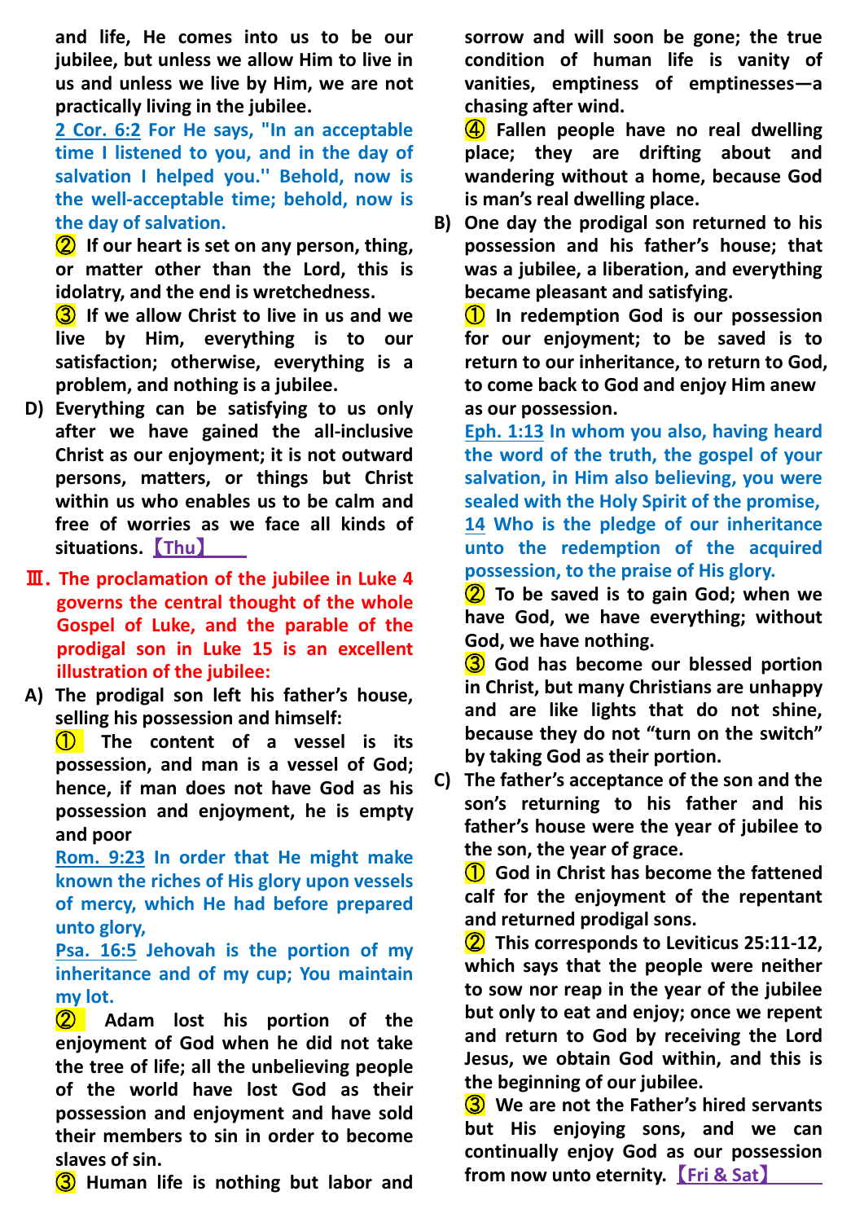and life, He comes into us to be our jubilee, but unless we allow Him to live in us and unless we live by Him, we are not practically living in the jubilee.

2 Cor. 6:2 For He says, "In an acceptable time I listened to you, and in the day of salvation I helped you." Behold, now is the well-acceptable time; behold, now is the day of salvation.

② If our heart is set on any person, thing, or matter other than the Lord, this is idolatry, and the end is wretchedness.

③ If we allow Christ to live in us and we live by Him, everything is to our satisfaction; otherwise, everything is a problem, and nothing is a jubilee.

D) Everything can be satisfying to us only after we have gained the all-inclusive Christ as our enjoyment; it is not outward persons, matters, or things but Christ within us who enables us to be calm and free of worries as we face all kinds of situations. 【Thu】

## Ⅲ. The proclamation of the jubilee in Luke 4 governs the central thought of the whole Gospel of Luke, and the parable of the prodigal son in Luke 15 is an excellent illustration of the jubilee:

A) The prodigal son left his father's house, selling his possession and himself:

① The content of a vessel is its possession, and man is a vessel of God; hence, if man does not have God as his possession and enjoyment, he is empty and poor

Rom. 9:23 In order that He might make known the riches of His glory upon vessels of mercy, which He had before prepared unto glory,

Psa. 16:5 Jehovah is the portion of my inheritance and of my cup; You maintain my lot.

② Adam lost his portion of the enjoyment of God when he did not take the tree of life; all the unbelieving people of the world have lost God as their possession and enjoyment and have sold their members to sin in order to become slaves of sin.

③ Human life is nothing but labor and sorrow and will soon be gone; the true condition of human life is vanity of vanities, emptiness of emptinesses—a chasing after wind.

④ Fallen people have no real dwelling place; they are drifting about and wandering without a home, because God is man's real dwelling place.

B) One day the prodigal son returned to his possession and his father's house; that was a jubilee, a liberation, and everything became pleasant and satisfying.

① In redemption God is our possession for our enjoyment; to be saved is to return to our inheritance, to return to God, to come back to God and enjoy Him anew as our possession.

Eph. 1:13 In whom you also, having heard the word of the truth, the gospel of your salvation, in Him also believing, you were sealed with the Holy Spirit of the promise, 14 Who is the pledge of our inheritance unto the redemption of the acquired possession, to the praise of His glory.

② To be saved is to gain God; when we have God, we have everything; without God, we have nothing.

③ God has become our blessed portion in Christ, but many Christians are unhappy and are like lights that do not shine, because they do not "turn on the switch" by taking God as their portion.

C) The father's acceptance of the son and the son's returning to his father and his father's house were the year of jubilee to the son, the year of grace.

① God in Christ has become the fattened calf for the enjoyment of the repentant and returned prodigal sons.

② This corresponds to Leviticus 25:11-12, which says that the people were neither to sow nor reap in the year of the jubilee but only to eat and enjoy; once we repent and return to God by receiving the Lord Jesus, we obtain God within, and this is the beginning of our jubilee.

③ We are not the Father's hired servants but His enjoying sons, and we can continually enjoy God as our possession from now unto eternity. 【Fri & Sat】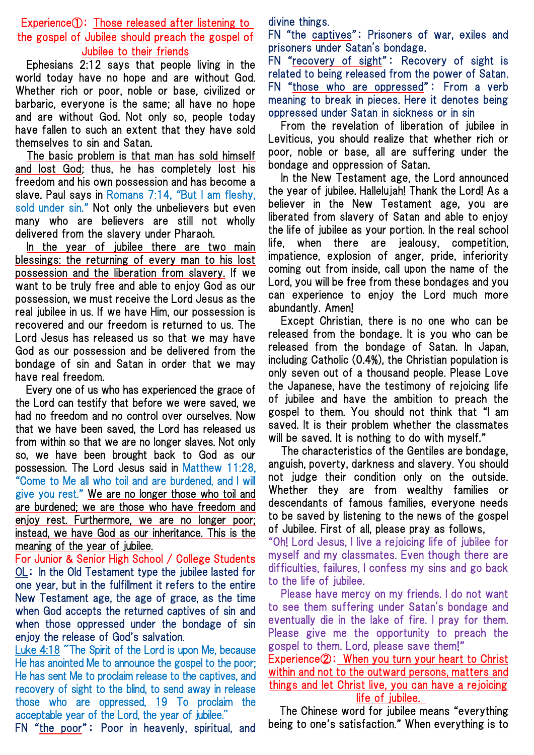**Experience①: Those released after listening to the gospel of Jubilee should preach the gospel of Jubilee to their friends**

Ephesians 2:12 says that people living in the world today have no hope and are without God. Whether rich or poor, noble or base, civilized or barbaric, everyone is the same; all have no hope and are without God. Not only so, people today have fallen to such an extent that they have sold themselves to sin and Satan.

The basic problem is that man has sold himself and lost God; thus, he has completely lost his freedom and his own possession and has become a slave. Paul says in Romans 7:14, "But I am fleshy, sold under sin." Not only the unbelievers but even many who are believers are still not wholly delivered from the slavery under Pharaoh.

In the year of jubilee there are two main blessings: the returning of every man to his lost possession and the liberation from slavery. If we want to be truly free and able to enjoy God as our possession, we must receive the Lord Jesus as the real jubilee in us. If we have Him, our possession is recovered and our freedom is returned to us. The Lord Jesus has released us so that we may have God as our possession and be delivered from the bondage of sin and Satan in order that we may have real freedom.

Every one of us who has experienced the grace of the Lord can testify that before we were saved, we had no freedom and no control over ourselves. Now that we have been saved, the Lord has released us from within so that we are no longer slaves. Not only so, we have been brought back to God as our possession. The Lord Jesus said in Matthew 11:28, "Come to Me all who toil and are burdened, and I will give you rest." We are no longer those who toil and are burdened; we are those who have freedom and enjoy rest. Furthermore, we are no longer poor; instead, we have God as our inheritance. This is the meaning of the year of jubilee.

**For Junior & Senior High School / College Students**

OL: In the Old Testament type the jubilee lasted for one year, but in the fulfillment it refers to the entire New Testament age, the age of grace, as the time when God accepts the returned captives of sin and when those oppressed under the bondage of sin enjoy the release of God's salvation.

Luke 4:18 "The Spirit of the Lord is upon Me, because He has anointed Me to announce the gospel to the poor; He has sent Me to proclaim release to the captives, and recovery of sight to the blind, to send away in release those who are oppressed, 19 To proclaim the acceptable year of the Lord, the year of jubilee."

FN "the poor": Poor in heavenly, spiritual, and divine things.

FN "the captives": Prisoners of war, exiles and prisoners under Satan's bondage.

FN "recovery of sight": Recovery of sight is related to being released from the power of Satan.

FN "those who are oppressed": From a verb meaning to break in pieces. Here it denotes being oppressed under Satan in sickness or in sin

From the revelation of liberation of jubilee in Leviticus, you should realize that whether rich or poor, noble or base, all are suffering under the bondage and oppression of Satan.

In the New Testament age, the Lord announced the year of jubilee. Hallelujah! Thank the Lord! As a believer in the New Testament age, you are liberated from slavery of Satan and able to enjoy the life of jubilee as your portion. In the real school life, when there are jealousy, competition, impatience, explosion of anger, pride, inferiority coming out from inside, call upon the name of the Lord, you will be free from these bondages and you can experience to enjoy the Lord much more abundantly. Amen!

Except Christian, there is no one who can be released from the bondage. It is you who can be released from the bondage of Satan. In Japan, including Catholic (0.4%), the Christian population is only seven out of a thousand people. Please Love the Japanese, have the testimony of rejoicing life of jubilee and have the ambition to preach the gospel to them. You should not think that "I am saved. It is their problem whether the classmates will be saved. It is nothing to do with myself."

The characteristics of the Gentiles are bondage, anguish, poverty, darkness and slavery. You should not judge their condition only on the outside. Whether they are from wealthy families or descendants of famous families, everyone needs to be saved by listening to the news of the gospel of Jubilee. First of all, please pray as follows,

"Oh! Lord Jesus, I live a rejoicing life of jubilee for myself and my classmates. Even though there are difficulties, failures, I confess my sins and go back to the life of jubilee.

Please have mercy on my friends. I do not want to see them suffering under Satan's bondage and eventually die in the lake of fire. I pray for them. Please give me the opportunity to preach the gospel to them. Lord, please save them!"

**Experience②: When you turn your heart to Christ within and not to the outward persons, matters and things and let Christ live, you can have a rejoicing life of jubilee.**

The Chinese word for jubilee means "everything being to one's satisfaction." When everything is to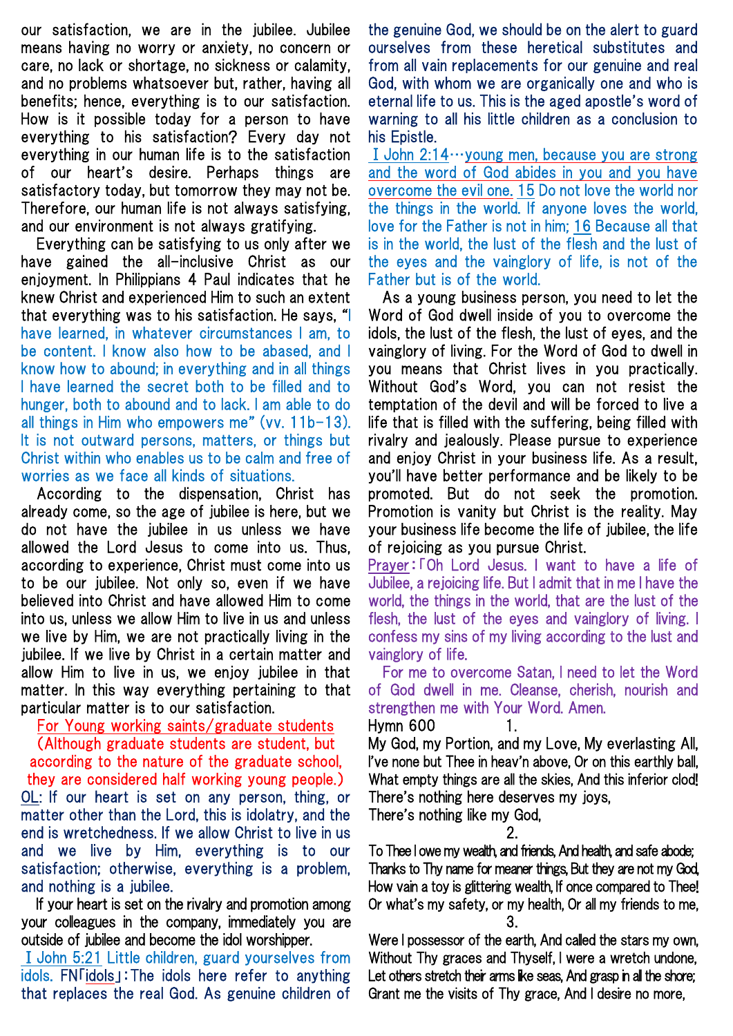our satisfaction, we are in the jubilee. Jubilee means having no worry or anxiety, no concern or care, no lack or shortage, no sickness or calamity, and no problems whatsoever but, rather, having all benefits; hence, everything is to our satisfaction. How is it possible today for a person to have everything to his satisfaction? Every day not everything in our human life is to the satisfaction of our heart's desire. Perhaps things are satisfactory today, but tomorrow they may not be. Therefore, our human life is not always satisfying, and our environment is not always gratifying.

Everything can be satisfying to us only after we have gained the all-inclusive Christ as our enjoyment. In Philippians 4 Paul indicates that he knew Christ and experienced Him to such an extent that everything was to his satisfaction. He says, "I have learned, in whatever circumstances I am, to be content. I know also how to be abased, and I know how to abound; in everything and in all things I have learned the secret both to be filled and to hunger, both to abound and to lack. I am able to do all things in Him who empowers me" (vv. 11b-13). It is not outward persons, matters, or things but Christ within who enables us to be calm and free of worries as we face all kinds of situations.

According to the dispensation, Christ has already come, so the age of jubilee is here, but we do not have the jubilee in us unless we have allowed the Lord Jesus to come into us. Thus, according to experience, Christ must come into us to be our jubilee. Not only so, even if we have believed into Christ and have allowed Him to come into us, unless we allow Him to live in us and unless we live by Him, we are not practically living in the jubilee. If we live by Christ in a certain matter and allow Him to live in us, we enjoy jubilee in that matter. In this way everything pertaining to that particular matter is to our satisfaction.

For Young working saints/graduate students
(Although graduate students are student, but according to the nature of the graduate school, they are considered half working young people.)

OL: If our heart is set on any person, thing, or matter other than the Lord, this is idolatry, and the end is wretchedness. If we allow Christ to live in us and we live by Him, everything is to our satisfaction; otherwise, everything is a problem, and nothing is a jubilee.

If your heart is set on the rivalry and promotion among your colleagues in the company, immediately you are outside of jubilee and become the idol worshipper.

I John 5:21 Little children, guard yourselves from idols. FN「idols」: The idols here refer to anything that replaces the real God. As genuine children of the genuine God, we should be on the alert to guard ourselves from these heretical substitutes and from all vain replacements for our genuine and real God, with whom we are organically one and who is eternal life to us. This is the aged apostle's word of warning to all his little children as a conclusion to his Epistle.

I John 2:14…young men, because you are strong and the word of God abides in you and you have overcome the evil one. 15 Do not love the world nor the things in the world. If anyone loves the world, love for the Father is not in him; 16 Because all that is in the world, the lust of the flesh and the lust of the eyes and the vainglory of life, is not of the Father but is of the world.

As a young business person, you need to let the Word of God dwell inside of you to overcome the idols, the lust of the flesh, the lust of eyes, and the vainglory of living. For the Word of God to dwell in you means that Christ lives in you practically. Without God's Word, you can not resist the temptation of the devil and will be forced to live a life that is filled with the suffering, being filled with rivalry and jealously. Please pursue to experience and enjoy Christ in your business life. As a result, you'll have better performance and be likely to be promoted. But do not seek the promotion. Promotion is vanity but Christ is the reality. May your business life become the life of jubilee, the life of rejoicing as you pursue Christ.

Prayer:「Oh Lord Jesus. I want to have a life of Jubilee, a rejoicing life. But I admit that in me I have the world, the things in the world, that are the lust of the flesh, the lust of the eyes and vainglory of living. I confess my sins of my living according to the lust and vainglory of life.

For me to overcome Satan, I need to let the Word of God dwell in me. Cleanse, cherish, nourish and strengthen me with Your Word. Amen.

Hymn 600

1.
My God, my Portion, and my Love, My everlasting All,
I've none but Thee in heav'n above, Or on this earthly ball,
What empty things are all the skies, And this inferior clod!
There's nothing here deserves my joys,
There's nothing like my God,

2.
To Thee I owe my wealth, and friends, And health, and safe abode;
Thanks to Thy name for meaner things, But they are not my God,
How vain a toy is glittering wealth, If once compared to Thee!
Or what's my safety, or my health, Or all my friends to me,

3.
Were I possessor of the earth, And called the stars my own,
Without Thy graces and Thyself, I were a wretch undone,
Let others stretch their arms like seas, And grasp in all the shore;
Grant me the visits of Thy grace, And I desire no more,